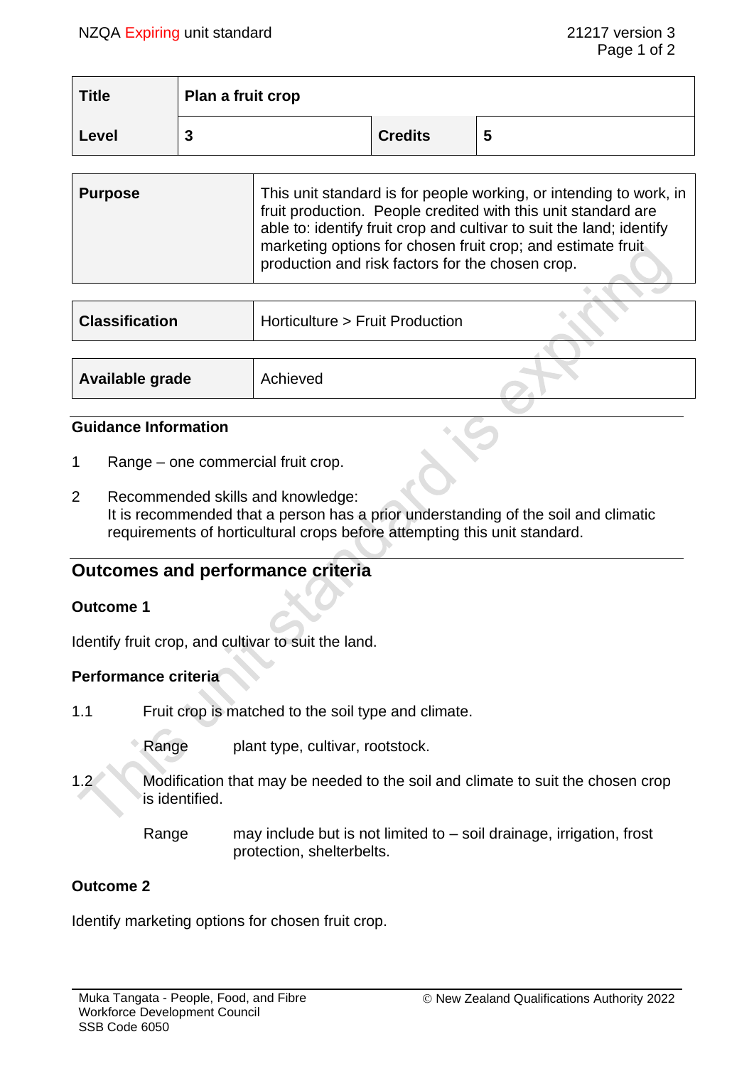| Title | Plan a fruit crop | | |
|---|---|---|---|
| Level | 3 | Credits | 5 |

| Purpose | This unit standard is for people working, or intending to work, in fruit production. People credited with this unit standard are able to: identify fruit crop and cultivar to suit the land; identify marketing options for chosen fruit crop; and estimate fruit production and risk factors for the chosen crop. |
|---|---|

| Classification | Horticulture > Fruit Production |
|---|---|

| Available grade | Achieved |
|---|---|

### Guidance Information

1 Range – one commercial fruit crop.

2 Recommended skills and knowledge:
It is recommended that a person has a prior understanding of the soil and climatic requirements of horticultural crops before attempting this unit standard.

## Outcomes and performance criteria

### Outcome 1

Identify fruit crop, and cultivar to suit the land.

#### Performance criteria

1.1 Fruit crop is matched to the soil type and climate.

Range plant type, cultivar, rootstock.

1.2 Modification that may be needed to the soil and climate to suit the chosen crop is identified.

Range may include but is not limited to – soil drainage, irrigation, frost protection, shelterbelts.

### Outcome 2

Identify marketing options for chosen fruit crop.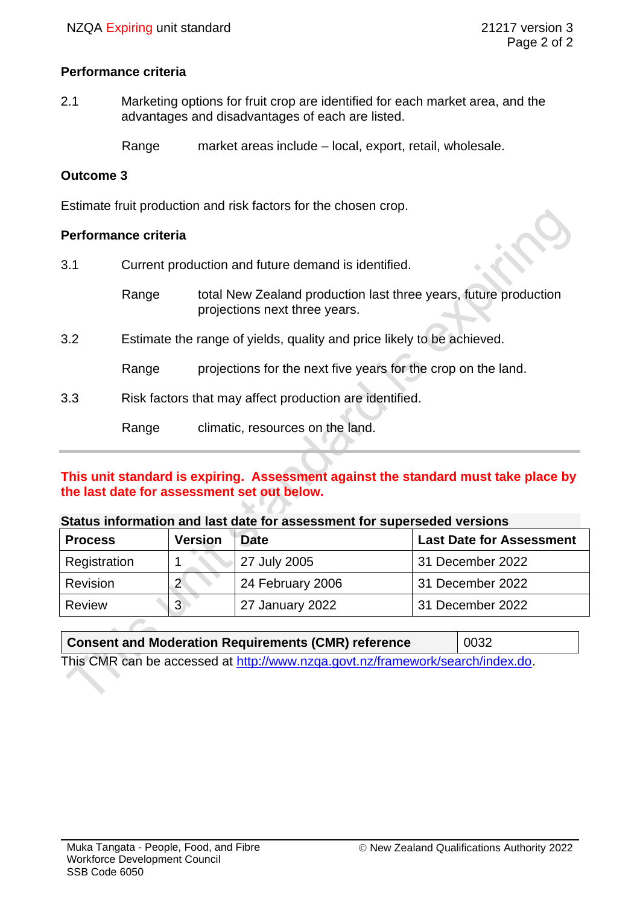**Performance criteria**

2.1 Marketing options for fruit crop are identified for each market area, and the advantages and disadvantages of each are listed.

Range market areas include – local, export, retail, wholesale.

**Outcome 3**

Estimate fruit production and risk factors for the chosen crop.

**Performance criteria**

3.1 Current production and future demand is identified.

Range total New Zealand production last three years, future production projections next three years.

3.2 Estimate the range of yields, quality and price likely to be achieved.

Range projections for the next five years for the crop on the land.

3.3 Risk factors that may affect production are identified.

Range climatic, resources on the land.

---

**This unit standard is expiring. Assessment against the standard must take place by the last date for assessment set out below.**

**Status information and last date for assessment for superseded versions**

| Process | Version | Date | Last Date for Assessment |
|---|---|---|---|
| Registration | 1 | 27 July 2005 | 31 December 2022 |
| Revision | 2 | 24 February 2006 | 31 December 2022 |
| Review | 3 | 27 January 2022 | 31 December 2022 |

| Consent and Moderation Requirements (CMR) reference | 0032 |
|---|---|

This CMR can be accessed at http://www.nzqa.govt.nz/framework/search/index.do.